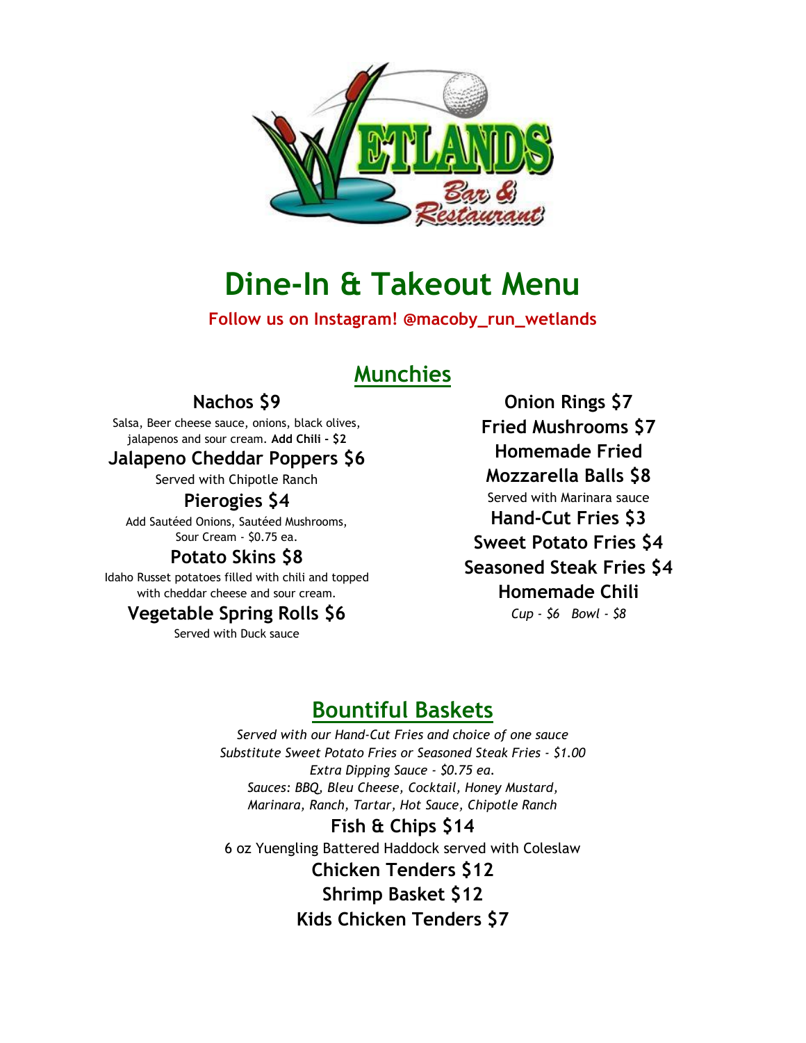# Dine-In & Takeout Menu

**Follow us on Instagram! @macoby_run_wetlands**

## Munchies

### Nachos $9
Salsa, Beer cheese sauce, onions, black olives, jalapenos and sour cream. **Add Chili - $2**

### Jalapeno Cheddar Poppers $6
Served with Chipotle Ranch

### Pierogies $4
Add Sautéed Onions, Sautéed Mushrooms, Sour Cream - $0.75 ea.

### Potato Skins $8
Idaho Russet potatoes filled with chili and topped with cheddar cheese and sour cream.

### Vegetable Spring Rolls $6
Served with Duck sauce

### Onion Rings $7

### Fried Mushrooms $7

### Homemade Fried Mozzarella Balls $8
Served with Marinara sauce

### Hand-Cut Fries $3

### Sweet Potato Fries $4

### Seasoned Steak Fries $4

### Homemade Chili
*Cup - $6 Bowl - $8*

## Bountiful Baskets

*Served with our Hand-Cut Fries and choice of one sauce*
*Substitute Sweet Potato Fries or Seasoned Steak Fries - $1.00*
*Extra Dipping Sauce - $0.75 ea.*
*Sauces: BBQ, Bleu Cheese, Cocktail, Honey Mustard, Marinara, Ranch, Tartar, Hot Sauce, Chipotle Ranch*

### Fish & Chips $14
6 oz Yuengling Battered Haddock served with Coleslaw

### Chicken Tenders $12

### Shrimp Basket $12

### Kids Chicken Tenders $7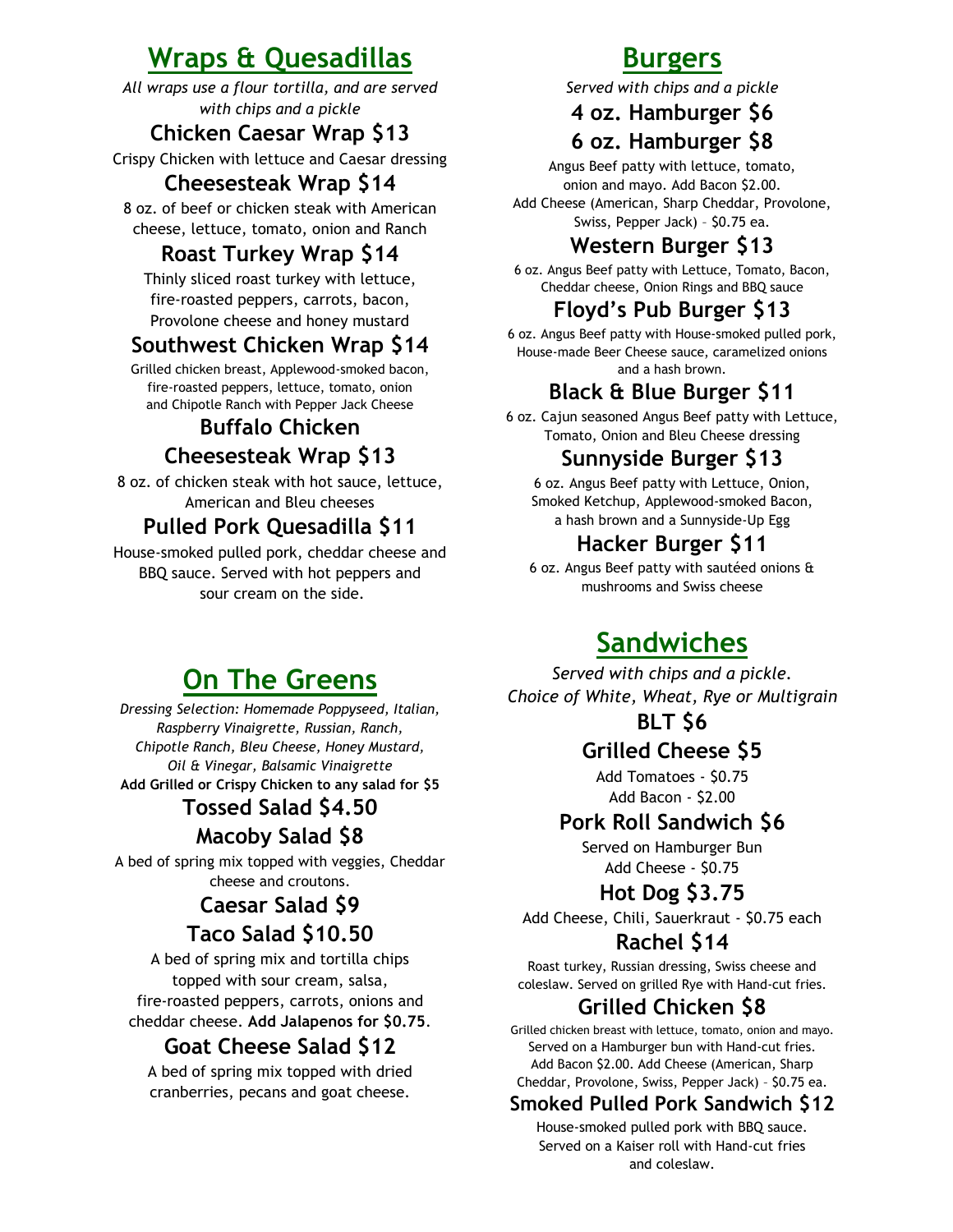## Wraps & Quesadillas

*All wraps use a flour tortilla, and are served with chips and a pickle*

### Chicken Caesar Wrap $13

Crispy Chicken with lettuce and Caesar dressing

### Cheesesteak Wrap $14

8 oz. of beef or chicken steak with American cheese, lettuce, tomato, onion and Ranch

### Roast Turkey Wrap $14

Thinly sliced roast turkey with lettuce, fire-roasted peppers, carrots, bacon, Provolone cheese and honey mustard

### Southwest Chicken Wrap $14

Grilled chicken breast, Applewood-smoked bacon, fire-roasted peppers, lettuce, tomato, onion and Chipotle Ranch with Pepper Jack Cheese

### Buffalo Chicken Cheesesteak Wrap $13

8 oz. of chicken steak with hot sauce, lettuce, American and Bleu cheeses

### Pulled Pork Quesadilla $11

House-smoked pulled pork, cheddar cheese and BBQ sauce. Served with hot peppers and sour cream on the side.

## On The Greens

*Dressing Selection: Homemade Poppyseed, Italian, Raspberry Vinaigrette, Russian, Ranch, Chipotle Ranch, Bleu Cheese, Honey Mustard, Oil & Vinegar, Balsamic Vinaigrette*

**Add Grilled or Crispy Chicken to any salad for $5**

### Tossed Salad $4.50

### Macoby Salad $8

A bed of spring mix topped with veggies, Cheddar cheese and croutons.

### Caesar Salad $9

### Taco Salad $10.50

A bed of spring mix and tortilla chips topped with sour cream, salsa, fire-roasted peppers, carrots, onions and cheddar cheese. **Add Jalapenos for $0.75**.

### Goat Cheese Salad $12

A bed of spring mix topped with dried cranberries, pecans and goat cheese.

## Burgers

*Served with chips and a pickle*

### 4 oz. Hamburger $6

### 6 oz. Hamburger $8

Angus Beef patty with lettuce, tomato, onion and mayo. Add Bacon $2.00. Add Cheese (American, Sharp Cheddar, Provolone, Swiss, Pepper Jack) – $0.75 ea.

### Western Burger $13

6 oz. Angus Beef patty with Lettuce, Tomato, Bacon, Cheddar cheese, Onion Rings and BBQ sauce

### Floyd's Pub Burger $13

6 oz. Angus Beef patty with House-smoked pulled pork, House-made Beer Cheese sauce, caramelized onions and a hash brown.

### Black & Blue Burger $11

6 oz. Cajun seasoned Angus Beef patty with Lettuce, Tomato, Onion and Bleu Cheese dressing

### Sunnyside Burger $13

6 oz. Angus Beef patty with Lettuce, Onion, Smoked Ketchup, Applewood-smoked Bacon, a hash brown and a Sunnyside-Up Egg

### Hacker Burger $11

6 oz. Angus Beef patty with sautéed onions & mushrooms and Swiss cheese

## Sandwiches

*Served with chips and a pickle. Choice of White, Wheat, Rye or Multigrain*

### BLT $6

### Grilled Cheese $5

Add Tomatoes - $0.75
Add Bacon - $2.00

### Pork Roll Sandwich $6

Served on Hamburger Bun
Add Cheese - $0.75

### Hot Dog $3.75

Add Cheese, Chili, Sauerkraut - $0.75 each

### Rachel $14

Roast turkey, Russian dressing, Swiss cheese and coleslaw. Served on grilled Rye with Hand-cut fries.

### Grilled Chicken $8

Grilled chicken breast with lettuce, tomato, onion and mayo. Served on a Hamburger bun with Hand-cut fries. Add Bacon $2.00. Add Cheese (American, Sharp Cheddar, Provolone, Swiss, Pepper Jack) – $0.75 ea.

### Smoked Pulled Pork Sandwich $12

House-smoked pulled pork with BBQ sauce. Served on a Kaiser roll with Hand-cut fries and coleslaw.